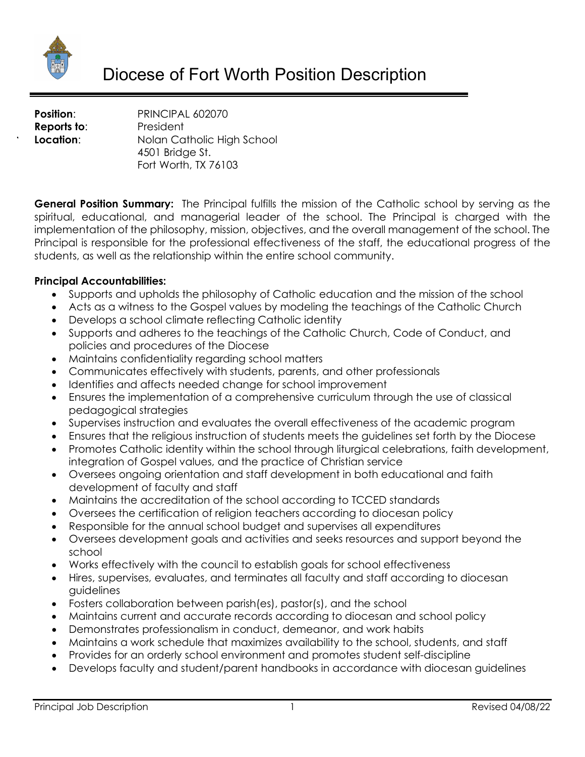# Diocese of Fort Worth Position Description

**Position**: PRINCIPAL 602070
**Reports to**: President
**Location**: Nolan Catholic High School
4501 Bridge St.
Fort Worth, TX 76103

**General Position Summary:** The Principal fulfills the mission of the Catholic school by serving as the spiritual, educational, and managerial leader of the school. The Principal is charged with the implementation of the philosophy, mission, objectives, and the overall management of the school. The Principal is responsible for the professional effectiveness of the staff, the educational progress of the students, as well as the relationship within the entire school community.

**Principal Accountabilities:**

- Supports and upholds the philosophy of Catholic education and the mission of the school
- Acts as a witness to the Gospel values by modeling the teachings of the Catholic Church
- Develops a school climate reflecting Catholic identity
- Supports and adheres to the teachings of the Catholic Church, Code of Conduct, and policies and procedures of the Diocese
- Maintains confidentiality regarding school matters
- Communicates effectively with students, parents, and other professionals
- Identifies and affects needed change for school improvement
- Ensures the implementation of a comprehensive curriculum through the use of classical pedagogical strategies
- Supervises instruction and evaluates the overall effectiveness of the academic program
- Ensures that the religious instruction of students meets the guidelines set forth by the Diocese
- Promotes Catholic identity within the school through liturgical celebrations, faith development, integration of Gospel values, and the practice of Christian service
- Oversees ongoing orientation and staff development in both educational and faith development of faculty and staff
- Maintains the accreditation of the school according to TCCED standards
- Oversees the certification of religion teachers according to diocesan policy
- Responsible for the annual school budget and supervises all expenditures
- Oversees development goals and activities and seeks resources and support beyond the school
- Works effectively with the council to establish goals for school effectiveness
- Hires, supervises, evaluates, and terminates all faculty and staff according to diocesan guidelines
- Fosters collaboration between parish(es), pastor(s), and the school
- Maintains current and accurate records according to diocesan and school policy
- Demonstrates professionalism in conduct, demeanor, and work habits
- Maintains a work schedule that maximizes availability to the school, students, and staff
- Provides for an orderly school environment and promotes student self-discipline
- Develops faculty and student/parent handbooks in accordance with diocesan guidelines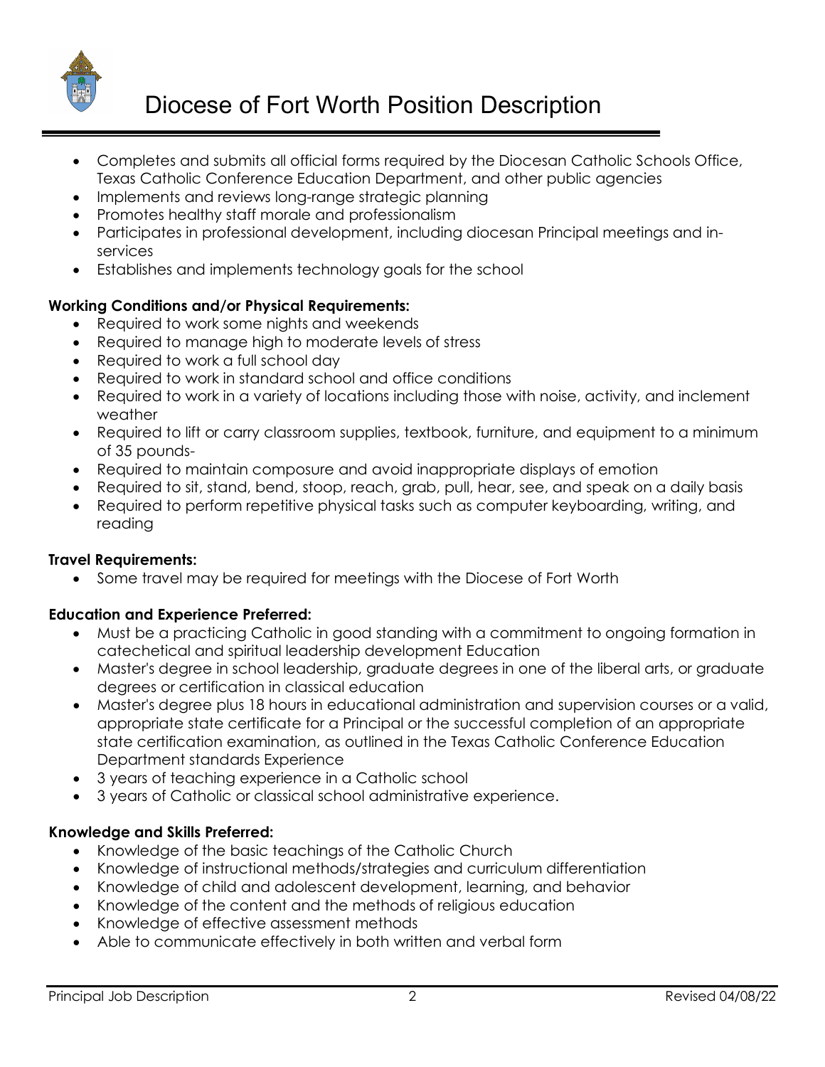- Completes and submits all official forms required by the Diocesan Catholic Schools Office, Texas Catholic Conference Education Department, and other public agencies
- Implements and reviews long-range strategic planning
- Promotes healthy staff morale and professionalism
- Participates in professional development, including diocesan Principal meetings and in-services
- Establishes and implements technology goals for the school

**Working Conditions and/or Physical Requirements:**

- Required to work some nights and weekends
- Required to manage high to moderate levels of stress
- Required to work a full school day
- Required to work in standard school and office conditions
- Required to work in a variety of locations including those with noise, activity, and inclement weather
- Required to lift or carry classroom supplies, textbook, furniture, and equipment to a minimum of 35 pounds-
- Required to maintain composure and avoid inappropriate displays of emotion
- Required to sit, stand, bend, stoop, reach, grab, pull, hear, see, and speak on a daily basis
- Required to perform repetitive physical tasks such as computer keyboarding, writing, and reading

**Travel Requirements:**

- Some travel may be required for meetings with the Diocese of Fort Worth

**Education and Experience Preferred:**

- Must be a practicing Catholic in good standing with a commitment to ongoing formation in catechetical and spiritual leadership development Education
- Master's degree in school leadership, graduate degrees in one of the liberal arts, or graduate degrees or certification in classical education
- Master's degree plus 18 hours in educational administration and supervision courses or a valid, appropriate state certificate for a Principal or the successful completion of an appropriate state certification examination, as outlined in the Texas Catholic Conference Education Department standards Experience
- 3 years of teaching experience in a Catholic school
- 3 years of Catholic or classical school administrative experience.

**Knowledge and Skills Preferred:**

- Knowledge of the basic teachings of the Catholic Church
- Knowledge of instructional methods/strategies and curriculum differentiation
- Knowledge of child and adolescent development, learning, and behavior
- Knowledge of the content and the methods of religious education
- Knowledge of effective assessment methods
- Able to communicate effectively in both written and verbal form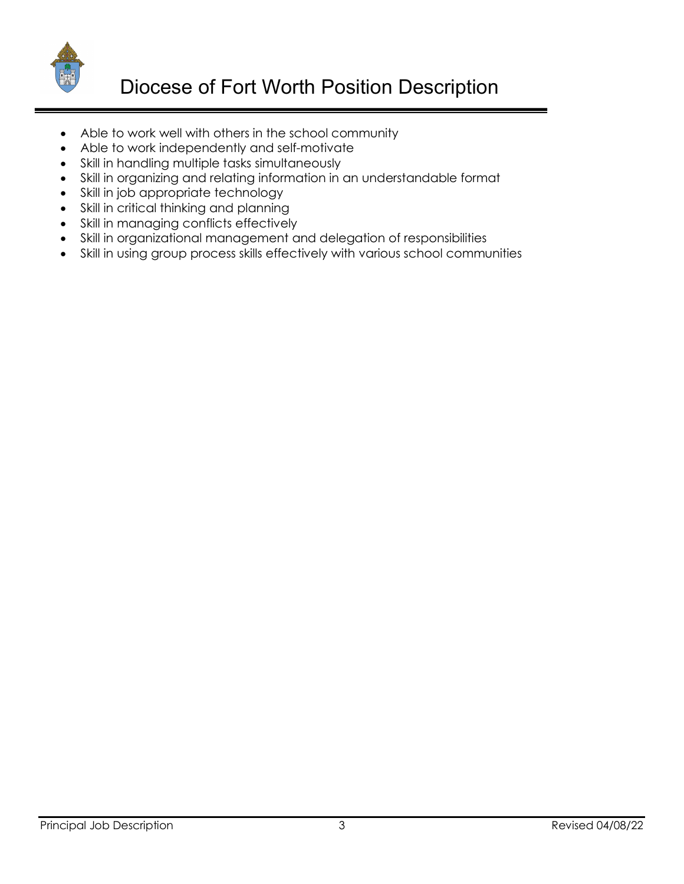- Able to work well with others in the school community
- Able to work independently and self-motivate
- Skill in handling multiple tasks simultaneously
- Skill in organizing and relating information in an understandable format
- Skill in job appropriate technology
- Skill in critical thinking and planning
- Skill in managing conflicts effectively
- Skill in organizational management and delegation of responsibilities
- Skill in using group process skills effectively with various school communities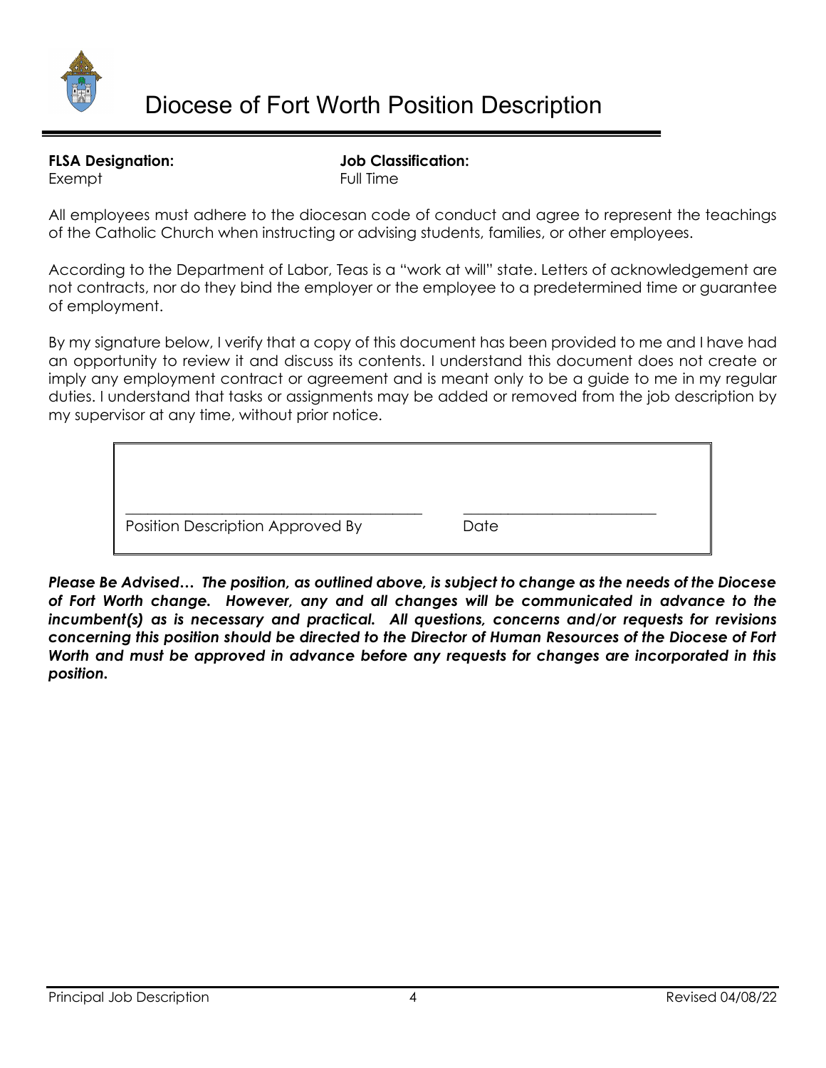# Diocese of Fort Worth Position Description

**FLSA Designation:**
Exempt

**Job Classification:**
Full Time

All employees must adhere to the diocesan code of conduct and agree to represent the teachings of the Catholic Church when instructing or advising students, families, or other employees.

According to the Department of Labor, Teas is a "work at will" state. Letters of acknowledgement are not contracts, nor do they bind the employer or the employee to a predetermined time or guarantee of employment.

By my signature below, I verify that a copy of this document has been provided to me and I have had an opportunity to review it and discuss its contents. I understand this document does not create or imply any employment contract or agreement and is meant only to be a guide to me in my regular duties. I understand that tasks or assignments may be added or removed from the job description by my supervisor at any time, without prior notice.

| | |
|---|---|
| ________________________________________ | __________________________ |
| Position Description Approved By | Date |

***Please Be Advised… The position, as outlined above, is subject to change as the needs of the Diocese of Fort Worth change. However, any and all changes will be communicated in advance to the incumbent(s) as is necessary and practical. All questions, concerns and/or requests for revisions concerning this position should be directed to the Director of Human Resources of the Diocese of Fort Worth and must be approved in advance before any requests for changes are incorporated in this position.***